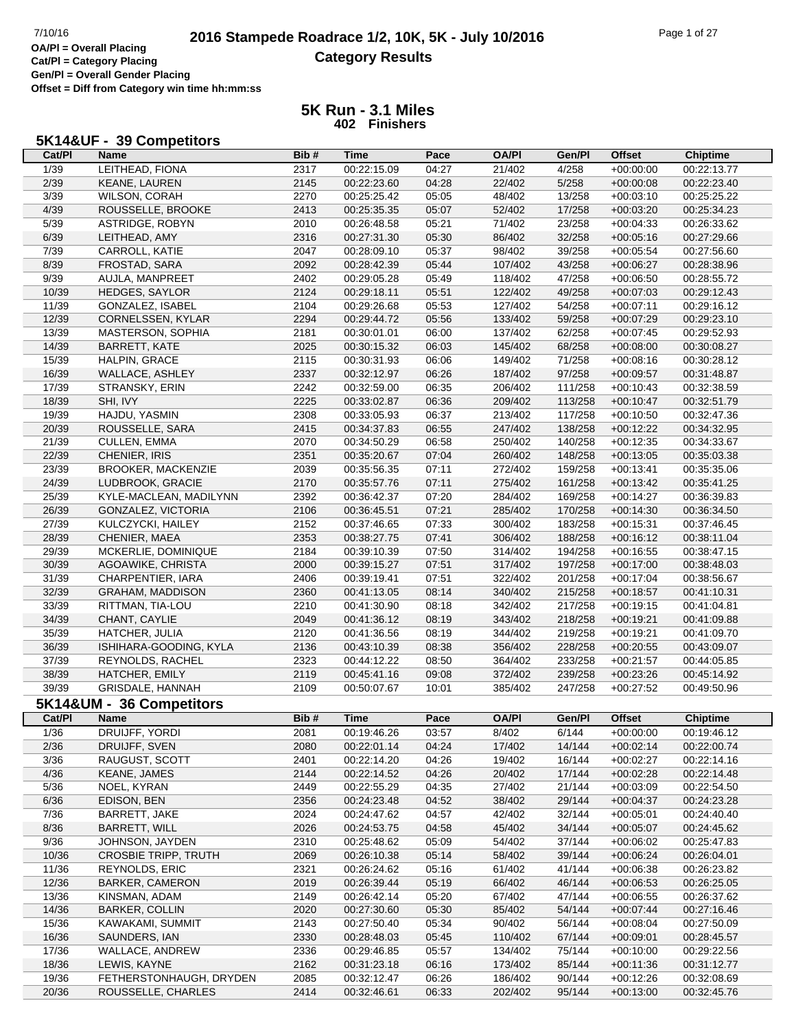# 2016 Stampede Roadrace 1/2, 10K, 5K - July 10/2016

## Category Results

OA/Pl = Overall Placing
Cat/Pl = Category Placing
Gen/Pl = Overall Gender Placing
Offset = Diff from Category win time hh:mm:ss

## 5K Run - 3.1 Miles

**402 Finishers**

### 5K14&UF - 39 Competitors

| Cat/Pl | Name | Bib # | Time | Pace | OA/Pl | Gen/Pl | Offset | Chiptime |
|---|---|---|---|---|---|---|---|---|
| 1/39 | LEITHEAD, FIONA | 2317 | 00:22:15.09 | 04:27 | 21/402 | 4/258 | +00:00:00 | 00:22:13.77 |
| 2/39 | KEANE, LAUREN | 2145 | 00:22:23.60 | 04:28 | 22/402 | 5/258 | +00:00:08 | 00:22:23.40 |
| 3/39 | WILSON, CORAH | 2270 | 00:25:25.42 | 05:05 | 48/402 | 13/258 | +00:03:10 | 00:25:25.22 |
| 4/39 | ROUSSELLE, BROOKE | 2413 | 00:25:35.35 | 05:07 | 52/402 | 17/258 | +00:03:20 | 00:25:34.23 |
| 5/39 | ASTRIDGE, ROBYN | 2010 | 00:26:48.58 | 05:21 | 71/402 | 23/258 | +00:04:33 | 00:26:33.62 |
| 6/39 | LEITHEAD, AMY | 2316 | 00:27:31.30 | 05:30 | 86/402 | 32/258 | +00:05:16 | 00:27:29.66 |
| 7/39 | CARROLL, KATIE | 2047 | 00:28:09.10 | 05:37 | 98/402 | 39/258 | +00:05:54 | 00:27:56.60 |
| 8/39 | FROSTAD, SARA | 2092 | 00:28:42.39 | 05:44 | 107/402 | 43/258 | +00:06:27 | 00:28:38.96 |
| 9/39 | AUJLA, MANPREET | 2402 | 00:29:05.28 | 05:49 | 118/402 | 47/258 | +00:06:50 | 00:28:55.72 |
| 10/39 | HEDGES, SAYLOR | 2124 | 00:29:18.11 | 05:51 | 122/402 | 49/258 | +00:07:03 | 00:29:12.43 |
| 11/39 | GONZALEZ, ISABEL | 2104 | 00:29:26.68 | 05:53 | 127/402 | 54/258 | +00:07:11 | 00:29:16.12 |
| 12/39 | CORNELSSEN, KYLAR | 2294 | 00:29:44.72 | 05:56 | 133/402 | 59/258 | +00:07:29 | 00:29:23.10 |
| 13/39 | MASTERSON, SOPHIA | 2181 | 00:30:01.01 | 06:00 | 137/402 | 62/258 | +00:07:45 | 00:29:52.93 |
| 14/39 | BARRETT, KATE | 2025 | 00:30:15.32 | 06:03 | 145/402 | 68/258 | +00:08:00 | 00:30:08.27 |
| 15/39 | HALPIN, GRACE | 2115 | 00:30:31.93 | 06:06 | 149/402 | 71/258 | +00:08:16 | 00:30:28.12 |
| 16/39 | WALLACE, ASHLEY | 2337 | 00:32:12.97 | 06:26 | 187/402 | 97/258 | +00:09:57 | 00:31:48.87 |
| 17/39 | STRANSKY, ERIN | 2242 | 00:32:59.00 | 06:35 | 206/402 | 111/258 | +00:10:43 | 00:32:38.59 |
| 18/39 | SHI, IVY | 2225 | 00:33:02.87 | 06:36 | 209/402 | 113/258 | +00:10:47 | 00:32:51.79 |
| 19/39 | HAJDU, YASMIN | 2308 | 00:33:05.93 | 06:37 | 213/402 | 117/258 | +00:10:50 | 00:32:47.36 |
| 20/39 | ROUSSELLE, SARA | 2415 | 00:34:37.83 | 06:55 | 247/402 | 138/258 | +00:12:22 | 00:34:32.95 |
| 21/39 | CULLEN, EMMA | 2070 | 00:34:50.29 | 06:58 | 250/402 | 140/258 | +00:12:35 | 00:34:33.67 |
| 22/39 | CHENIER, IRIS | 2351 | 00:35:20.67 | 07:04 | 260/402 | 148/258 | +00:13:05 | 00:35:03.38 |
| 23/39 | BROOKER, MACKENZIE | 2039 | 00:35:56.35 | 07:11 | 272/402 | 159/258 | +00:13:41 | 00:35:35.06 |
| 24/39 | LUDBROOK, GRACIE | 2170 | 00:35:57.76 | 07:11 | 275/402 | 161/258 | +00:13:42 | 00:35:41.25 |
| 25/39 | KYLE-MACLEAN, MADILYNN | 2392 | 00:36:42.37 | 07:20 | 284/402 | 169/258 | +00:14:27 | 00:36:39.83 |
| 26/39 | GONZALEZ, VICTORIA | 2106 | 00:36:45.51 | 07:21 | 285/402 | 170/258 | +00:14:30 | 00:36:34.50 |
| 27/39 | KULCZYCKI, HAILEY | 2152 | 00:37:46.65 | 07:33 | 300/402 | 183/258 | +00:15:31 | 00:37:46.45 |
| 28/39 | CHENIER, MAEA | 2353 | 00:38:27.75 | 07:41 | 306/402 | 188/258 | +00:16:12 | 00:38:11.04 |
| 29/39 | MCKERLIE, DOMINIQUE | 2184 | 00:39:10.39 | 07:50 | 314/402 | 194/258 | +00:16:55 | 00:38:47.15 |
| 30/39 | AGOAWIKE, CHRISTA | 2000 | 00:39:15.27 | 07:51 | 317/402 | 197/258 | +00:17:00 | 00:38:48.03 |
| 31/39 | CHARPENTIER, IARA | 2406 | 00:39:19.41 | 07:51 | 322/402 | 201/258 | +00:17:04 | 00:38:56.67 |
| 32/39 | GRAHAM, MADDISON | 2360 | 00:41:13.05 | 08:14 | 340/402 | 215/258 | +00:18:57 | 00:41:10.31 |
| 33/39 | RITTMAN, TIA-LOU | 2210 | 00:41:30.90 | 08:18 | 342/402 | 217/258 | +00:19:15 | 00:41:04.81 |
| 34/39 | CHANT, CAYLIE | 2049 | 00:41:36.12 | 08:19 | 343/402 | 218/258 | +00:19:21 | 00:41:09.88 |
| 35/39 | HATCHER, JULIA | 2120 | 00:41:36.56 | 08:19 | 344/402 | 219/258 | +00:19:21 | 00:41:09.70 |
| 36/39 | ISHIHARA-GOODING, KYLA | 2136 | 00:43:10.39 | 08:38 | 356/402 | 228/258 | +00:20:55 | 00:43:09.07 |
| 37/39 | REYNOLDS, RACHEL | 2323 | 00:44:12.22 | 08:50 | 364/402 | 233/258 | +00:21:57 | 00:44:05.85 |
| 38/39 | HATCHER, EMILY | 2119 | 00:45:41.16 | 09:08 | 372/402 | 239/258 | +00:23:26 | 00:45:14.92 |
| 39/39 | GRISDALE, HANNAH | 2109 | 00:50:07.67 | 10:01 | 385/402 | 247/258 | +00:27:52 | 00:49:50.96 |

### 5K14&UM - 36 Competitors

| Cat/Pl | Name | Bib # | Time | Pace | OA/Pl | Gen/Pl | Offset | Chiptime |
|---|---|---|---|---|---|---|---|---|
| 1/36 | DRUIJFF, YORDI | 2081 | 00:19:46.26 | 03:57 | 8/402 | 6/144 | +00:00:00 | 00:19:46.12 |
| 2/36 | DRUIJFF, SVEN | 2080 | 00:22:01.14 | 04:24 | 17/402 | 14/144 | +00:02:14 | 00:22:00.74 |
| 3/36 | RAUGUST, SCOTT | 2401 | 00:22:14.20 | 04:26 | 19/402 | 16/144 | +00:02:27 | 00:22:14.16 |
| 4/36 | KEANE, JAMES | 2144 | 00:22:14.52 | 04:26 | 20/402 | 17/144 | +00:02:28 | 00:22:14.48 |
| 5/36 | NOEL, KYRAN | 2449 | 00:22:55.29 | 04:35 | 27/402 | 21/144 | +00:03:09 | 00:22:54.50 |
| 6/36 | EDISON, BEN | 2356 | 00:24:23.48 | 04:52 | 38/402 | 29/144 | +00:04:37 | 00:24:23.28 |
| 7/36 | BARRETT, JAKE | 2024 | 00:24:47.62 | 04:57 | 42/402 | 32/144 | +00:05:01 | 00:24:40.40 |
| 8/36 | BARRETT, WILL | 2026 | 00:24:53.75 | 04:58 | 45/402 | 34/144 | +00:05:07 | 00:24:45.62 |
| 9/36 | JOHNSON, JAYDEN | 2310 | 00:25:48.62 | 05:09 | 54/402 | 37/144 | +00:06:02 | 00:25:47.83 |
| 10/36 | CROSBIE TRIPP, TRUTH | 2069 | 00:26:10.38 | 05:14 | 58/402 | 39/144 | +00:06:24 | 00:26:04.01 |
| 11/36 | REYNOLDS, ERIC | 2321 | 00:26:24.62 | 05:16 | 61/402 | 41/144 | +00:06:38 | 00:26:23.82 |
| 12/36 | BARKER, CAMERON | 2019 | 00:26:39.44 | 05:19 | 66/402 | 46/144 | +00:06:53 | 00:26:25.05 |
| 13/36 | KINSMAN, ADAM | 2149 | 00:26:42.14 | 05:20 | 67/402 | 47/144 | +00:06:55 | 00:26:37.62 |
| 14/36 | BARKER, COLLIN | 2020 | 00:27:30.60 | 05:30 | 85/402 | 54/144 | +00:07:44 | 00:27:16.46 |
| 15/36 | KAWAKAMI, SUMMIT | 2143 | 00:27:50.40 | 05:34 | 90/402 | 56/144 | +00:08:04 | 00:27:50.09 |
| 16/36 | SAUNDERS, IAN | 2330 | 00:28:48.03 | 05:45 | 110/402 | 67/144 | +00:09:01 | 00:28:45.57 |
| 17/36 | WALLACE, ANDREW | 2336 | 00:29:46.85 | 05:57 | 134/402 | 75/144 | +00:10:00 | 00:29:22.56 |
| 18/36 | LEWIS, KAYNE | 2162 | 00:31:23.18 | 06:16 | 173/402 | 85/144 | +00:11:36 | 00:31:12.77 |
| 19/36 | FETHERSTONHAUGH, DRYDEN | 2085 | 00:32:12.47 | 06:26 | 186/402 | 90/144 | +00:12:26 | 00:32:08.69 |
| 20/36 | ROUSSELLE, CHARLES | 2414 | 00:32:46.61 | 06:33 | 202/402 | 95/144 | +00:13:00 | 00:32:45.76 |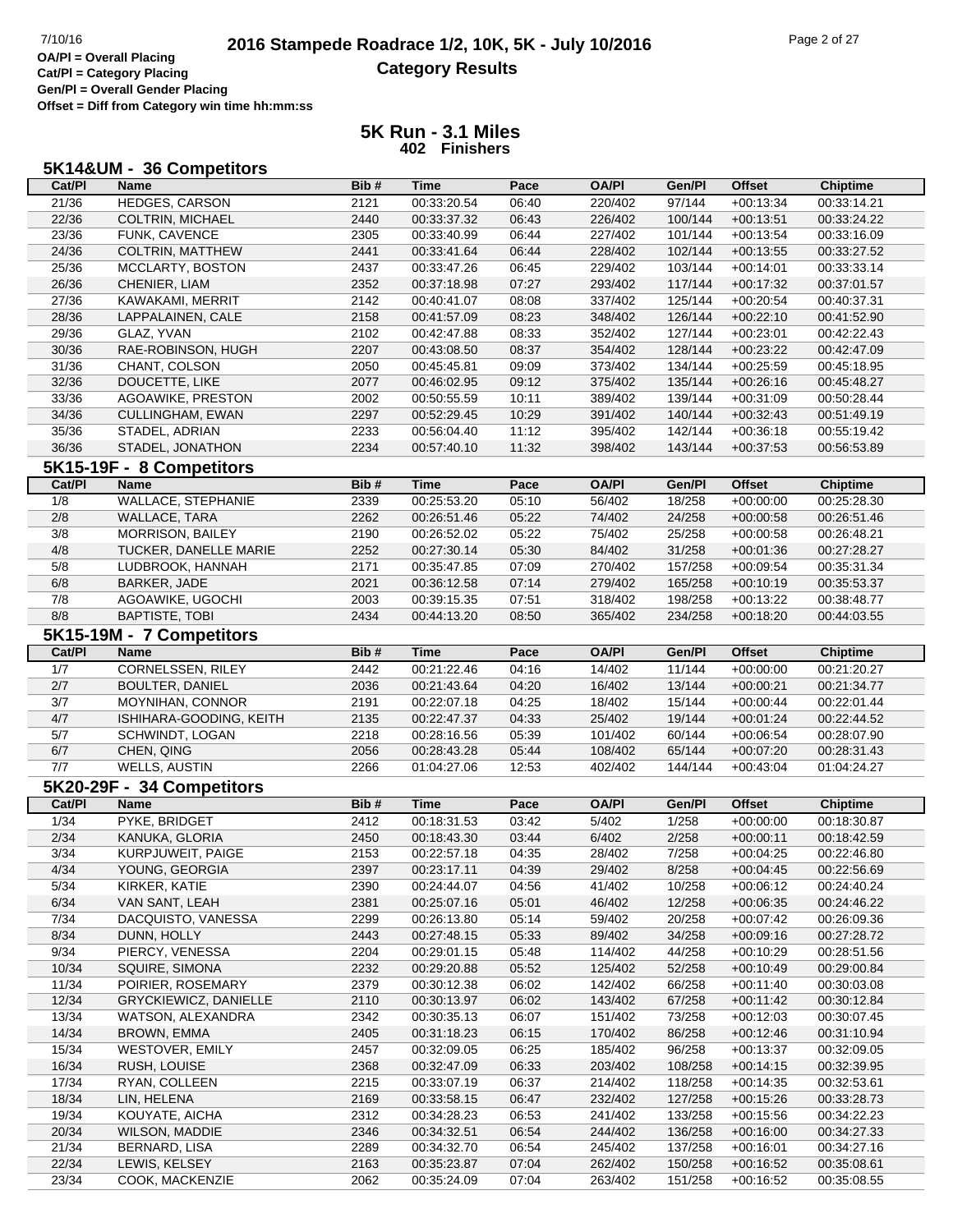OA/Pl = Overall Placing
Cat/Pl = Category Placing
Gen/Pl = Overall Gender Placing
Offset = Diff from Category win time hh:mm:ss

# 2016 Stampede Roadrace 1/2, 10K, 5K - July 10/2016

## Category Results

## 5K Run - 3.1 Miles

**402 Finishers**

### 5K14&UM - 36 Competitors

| Cat/Pl | Name | Bib # | Time | Pace | OA/Pl | Gen/Pl | Offset | Chiptime |
|---|---|---|---|---|---|---|---|---|
| 21/36 | HEDGES, CARSON | 2121 | 00:33:20.54 | 06:40 | 220/402 | 97/144 | +00:13:34 | 00:33:14.21 |
| 22/36 | COLTRIN, MICHAEL | 2440 | 00:33:37.32 | 06:43 | 226/402 | 100/144 | +00:13:51 | 00:33:24.22 |
| 23/36 | FUNK, CAVENCE | 2305 | 00:33:40.99 | 06:44 | 227/402 | 101/144 | +00:13:54 | 00:33:16.09 |
| 24/36 | COLTRIN, MATTHEW | 2441 | 00:33:41.64 | 06:44 | 228/402 | 102/144 | +00:13:55 | 00:33:27.52 |
| 25/36 | MCCLARTY, BOSTON | 2437 | 00:33:47.26 | 06:45 | 229/402 | 103/144 | +00:14:01 | 00:33:33.14 |
| 26/36 | CHENIER, LIAM | 2352 | 00:37:18.98 | 07:27 | 293/402 | 117/144 | +00:17:32 | 00:37:01.57 |
| 27/36 | KAWAKAMI, MERRIT | 2142 | 00:40:41.07 | 08:08 | 337/402 | 125/144 | +00:20:54 | 00:40:37.31 |
| 28/36 | LAPPALAINEN, CALE | 2158 | 00:41:57.09 | 08:23 | 348/402 | 126/144 | +00:22:10 | 00:41:52.90 |
| 29/36 | GLAZ, YVAN | 2102 | 00:42:47.88 | 08:33 | 352/402 | 127/144 | +00:23:01 | 00:42:22.43 |
| 30/36 | RAE-ROBINSON, HUGH | 2207 | 00:43:08.50 | 08:37 | 354/402 | 128/144 | +00:23:22 | 00:42:47.09 |
| 31/36 | CHANT, COLSON | 2050 | 00:45:45.81 | 09:09 | 373/402 | 134/144 | +00:25:59 | 00:45:18.95 |
| 32/36 | DOUCETTE, LIKE | 2077 | 00:46:02.95 | 09:12 | 375/402 | 135/144 | +00:26:16 | 00:45:48.27 |
| 33/36 | AGOAWIKE, PRESTON | 2002 | 00:50:55.59 | 10:11 | 389/402 | 139/144 | +00:31:09 | 00:50:28.44 |
| 34/36 | CULLINGHAM, EWAN | 2297 | 00:52:29.45 | 10:29 | 391/402 | 140/144 | +00:32:43 | 00:51:49.19 |
| 35/36 | STADEL, ADRIAN | 2233 | 00:56:04.40 | 11:12 | 395/402 | 142/144 | +00:36:18 | 00:55:19.42 |
| 36/36 | STADEL, JONATHON | 2234 | 00:57:40.10 | 11:32 | 398/402 | 143/144 | +00:37:53 | 00:56:53.89 |

### 5K15-19F - 8 Competitors

| Cat/Pl | Name | Bib # | Time | Pace | OA/Pl | Gen/Pl | Offset | Chiptime |
|---|---|---|---|---|---|---|---|---|
| 1/8 | WALLACE, STEPHANIE | 2339 | 00:25:53.20 | 05:10 | 56/402 | 18/258 | +00:00:00 | 00:25:28.30 |
| 2/8 | WALLACE, TARA | 2262 | 00:26:51.46 | 05:22 | 74/402 | 24/258 | +00:00:58 | 00:26:51.46 |
| 3/8 | MORRISON, BAILEY | 2190 | 00:26:52.02 | 05:22 | 75/402 | 25/258 | +00:00:58 | 00:26:48.21 |
| 4/8 | TUCKER, DANELLE MARIE | 2252 | 00:27:30.14 | 05:30 | 84/402 | 31/258 | +00:01:36 | 00:27:28.27 |
| 5/8 | LUDBROOK, HANNAH | 2171 | 00:35:47.85 | 07:09 | 270/402 | 157/258 | +00:09:54 | 00:35:31.34 |
| 6/8 | BARKER, JADE | 2021 | 00:36:12.58 | 07:14 | 279/402 | 165/258 | +00:10:19 | 00:35:53.37 |
| 7/8 | AGOAWIKE, UGOCHI | 2003 | 00:39:15.35 | 07:51 | 318/402 | 198/258 | +00:13:22 | 00:38:48.77 |
| 8/8 | BAPTISTE, TOBI | 2434 | 00:44:13.20 | 08:50 | 365/402 | 234/258 | +00:18:20 | 00:44:03.55 |

### 5K15-19M - 7 Competitors

| Cat/Pl | Name | Bib # | Time | Pace | OA/Pl | Gen/Pl | Offset | Chiptime |
|---|---|---|---|---|---|---|---|---|
| 1/7 | CORNELSSEN, RILEY | 2442 | 00:21:22.46 | 04:16 | 14/402 | 11/144 | +00:00:00 | 00:21:20.27 |
| 2/7 | BOULTER, DANIEL | 2036 | 00:21:43.64 | 04:20 | 16/402 | 13/144 | +00:00:21 | 00:21:34.77 |
| 3/7 | MOYNIHAN, CONNOR | 2191 | 00:22:07.18 | 04:25 | 18/402 | 15/144 | +00:00:44 | 00:22:01.44 |
| 4/7 | ISHIHARA-GOODING, KEITH | 2135 | 00:22:47.37 | 04:33 | 25/402 | 19/144 | +00:01:24 | 00:22:44.52 |
| 5/7 | SCHWINDT, LOGAN | 2218 | 00:28:16.56 | 05:39 | 101/402 | 60/144 | +00:06:54 | 00:28:07.90 |
| 6/7 | CHEN, QING | 2056 | 00:28:43.28 | 05:44 | 108/402 | 65/144 | +00:07:20 | 00:28:31.43 |
| 7/7 | WELLS, AUSTIN | 2266 | 01:04:27.06 | 12:53 | 402/402 | 144/144 | +00:43:04 | 01:04:24.27 |

### 5K20-29F - 34 Competitors

| Cat/Pl | Name | Bib # | Time | Pace | OA/Pl | Gen/Pl | Offset | Chiptime |
|---|---|---|---|---|---|---|---|---|
| 1/34 | PYKE, BRIDGET | 2412 | 00:18:31.53 | 03:42 | 5/402 | 1/258 | +00:00:00 | 00:18:30.87 |
| 2/34 | KANUKA, GLORIA | 2450 | 00:18:43.30 | 03:44 | 6/402 | 2/258 | +00:00:11 | 00:18:42.59 |
| 3/34 | KURPJUWEIT, PAIGE | 2153 | 00:22:57.18 | 04:35 | 28/402 | 7/258 | +00:04:25 | 00:22:46.80 |
| 4/34 | YOUNG, GEORGIA | 2397 | 00:23:17.11 | 04:39 | 29/402 | 8/258 | +00:04:45 | 00:22:56.69 |
| 5/34 | KIRKER, KATIE | 2390 | 00:24:44.07 | 04:56 | 41/402 | 10/258 | +00:06:12 | 00:24:40.24 |
| 6/34 | VAN SANT, LEAH | 2381 | 00:25:07.16 | 05:01 | 46/402 | 12/258 | +00:06:35 | 00:24:46.22 |
| 7/34 | DACQUISTO, VANESSA | 2299 | 00:26:13.80 | 05:14 | 59/402 | 20/258 | +00:07:42 | 00:26:09.36 |
| 8/34 | DUNN, HOLLY | 2443 | 00:27:48.15 | 05:33 | 89/402 | 34/258 | +00:09:16 | 00:27:28.72 |
| 9/34 | PIERCY, VENESSA | 2204 | 00:29:01.15 | 05:48 | 114/402 | 44/258 | +00:10:29 | 00:28:51.56 |
| 10/34 | SQUIRE, SIMONA | 2232 | 00:29:20.88 | 05:52 | 125/402 | 52/258 | +00:10:49 | 00:29:00.84 |
| 11/34 | POIRIER, ROSEMARY | 2379 | 00:30:12.38 | 06:02 | 142/402 | 66/258 | +00:11:40 | 00:30:03.08 |
| 12/34 | GRYCKIEWICZ, DANIELLE | 2110 | 00:30:13.97 | 06:02 | 143/402 | 67/258 | +00:11:42 | 00:30:12.84 |
| 13/34 | WATSON, ALEXANDRA | 2342 | 00:30:35.13 | 06:07 | 151/402 | 73/258 | +00:12:03 | 00:30:07.45 |
| 14/34 | BROWN, EMMA | 2405 | 00:31:18.23 | 06:15 | 170/402 | 86/258 | +00:12:46 | 00:31:10.94 |
| 15/34 | WESTOVER, EMILY | 2457 | 00:32:09.05 | 06:25 | 185/402 | 96/258 | +00:13:37 | 00:32:09.05 |
| 16/34 | RUSH, LOUISE | 2368 | 00:32:47.09 | 06:33 | 203/402 | 108/258 | +00:14:15 | 00:32:39.95 |
| 17/34 | RYAN, COLLEEN | 2215 | 00:33:07.19 | 06:37 | 214/402 | 118/258 | +00:14:35 | 00:32:53.61 |
| 18/34 | LIN, HELENA | 2169 | 00:33:58.15 | 06:47 | 232/402 | 127/258 | +00:15:26 | 00:33:28.73 |
| 19/34 | KOUYATE, AICHA | 2312 | 00:34:28.23 | 06:53 | 241/402 | 133/258 | +00:15:56 | 00:34:22.23 |
| 20/34 | WILSON, MADDIE | 2346 | 00:34:32.51 | 06:54 | 244/402 | 136/258 | +00:16:00 | 00:34:27.33 |
| 21/34 | BERNARD, LISA | 2289 | 00:34:32.70 | 06:54 | 245/402 | 137/258 | +00:16:01 | 00:34:27.16 |
| 22/34 | LEWIS, KELSEY | 2163 | 00:35:23.87 | 07:04 | 262/402 | 150/258 | +00:16:52 | 00:35:08.61 |
| 23/34 | COOK, MACKENZIE | 2062 | 00:35:24.09 | 07:04 | 263/402 | 151/258 | +00:16:52 | 00:35:08.55 |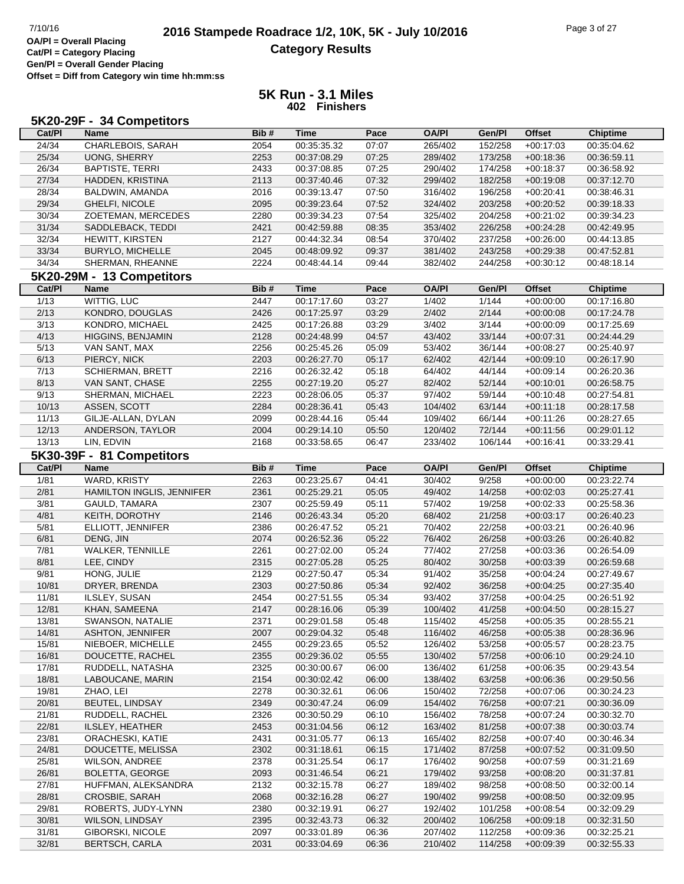OA/Pl = Overall Placing
Cat/Pl = Category Placing
Gen/Pl = Overall Gender Placing
Offset = Diff from Category win time hh:mm:ss

# 2016 Stampede Roadrace 1/2, 10K, 5K - July 10/2016

## Category Results

## 5K Run - 3.1 Miles

**402 Finishers**

### 5K20-29F - 34 Competitors

| Cat/Pl | Name | Bib # | Time | Pace | OA/Pl | Gen/Pl | Offset | Chiptime |
|---|---|---|---|---|---|---|---|---|
| 24/34 | CHARLEBOIS, SARAH | 2054 | 00:35:35.32 | 07:07 | 265/402 | 152/258 | +00:17:03 | 00:35:04.62 |
| 25/34 | UONG, SHERRY | 2253 | 00:37:08.29 | 07:25 | 289/402 | 173/258 | +00:18:36 | 00:36:59.11 |
| 26/34 | BAPTISTE, TERRI | 2433 | 00:37:08.85 | 07:25 | 290/402 | 174/258 | +00:18:37 | 00:36:58.92 |
| 27/34 | HADDEN, KRISTINA | 2113 | 00:37:40.46 | 07:32 | 299/402 | 182/258 | +00:19:08 | 00:37:12.70 |
| 28/34 | BALDWIN, AMANDA | 2016 | 00:39:13.47 | 07:50 | 316/402 | 196/258 | +00:20:41 | 00:38:46.31 |
| 29/34 | GHELFI, NICOLE | 2095 | 00:39:23.64 | 07:52 | 324/402 | 203/258 | +00:20:52 | 00:39:18.33 |
| 30/34 | ZOETEMAN, MERCEDES | 2280 | 00:39:34.23 | 07:54 | 325/402 | 204/258 | +00:21:02 | 00:39:34.23 |
| 31/34 | SADDLEBACK, TEDDI | 2421 | 00:42:59.88 | 08:35 | 353/402 | 226/258 | +00:24:28 | 00:42:49.95 |
| 32/34 | HEWITT, KIRSTEN | 2127 | 00:44:32.34 | 08:54 | 370/402 | 237/258 | +00:26:00 | 00:44:13.85 |
| 33/34 | BURYLO, MICHELLE | 2045 | 00:48:09.92 | 09:37 | 381/402 | 243/258 | +00:29:38 | 00:47:52.81 |
| 34/34 | SHERMAN, RHEANNE | 2224 | 00:48:44.14 | 09:44 | 382/402 | 244/258 | +00:30:12 | 00:48:18.14 |

### 5K20-29M - 13 Competitors

| Cat/Pl | Name | Bib # | Time | Pace | OA/Pl | Gen/Pl | Offset | Chiptime |
|---|---|---|---|---|---|---|---|---|
| 1/13 | WITTIG, LUC | 2447 | 00:17:17.60 | 03:27 | 1/402 | 1/144 | +00:00:00 | 00:17:16.80 |
| 2/13 | KONDRO, DOUGLAS | 2426 | 00:17:25.97 | 03:29 | 2/402 | 2/144 | +00:00:08 | 00:17:24.78 |
| 3/13 | KONDRO, MICHAEL | 2425 | 00:17:26.88 | 03:29 | 3/402 | 3/144 | +00:00:09 | 00:17:25.69 |
| 4/13 | HIGGINS, BENJAMIN | 2128 | 00:24:48.99 | 04:57 | 43/402 | 33/144 | +00:07:31 | 00:24:44.29 |
| 5/13 | VAN SANT, MAX | 2256 | 00:25:45.26 | 05:09 | 53/402 | 36/144 | +00:08:27 | 00:25:40.97 |
| 6/13 | PIERCY, NICK | 2203 | 00:26:27.70 | 05:17 | 62/402 | 42/144 | +00:09:10 | 00:26:17.90 |
| 7/13 | SCHIERMAN, BRETT | 2216 | 00:26:32.42 | 05:18 | 64/402 | 44/144 | +00:09:14 | 00:26:20.36 |
| 8/13 | VAN SANT, CHASE | 2255 | 00:27:19.20 | 05:27 | 82/402 | 52/144 | +00:10:01 | 00:26:58.75 |
| 9/13 | SHERMAN, MICHAEL | 2223 | 00:28:06.05 | 05:37 | 97/402 | 59/144 | +00:10:48 | 00:27:54.81 |
| 10/13 | ASSEN, SCOTT | 2284 | 00:28:36.41 | 05:43 | 104/402 | 63/144 | +00:11:18 | 00:28:17.58 |
| 11/13 | GILJE-ALLAN, DYLAN | 2099 | 00:28:44.16 | 05:44 | 109/402 | 66/144 | +00:11:26 | 00:28:27.65 |
| 12/13 | ANDERSON, TAYLOR | 2004 | 00:29:14.10 | 05:50 | 120/402 | 72/144 | +00:11:56 | 00:29:01.12 |
| 13/13 | LIN, EDVIN | 2168 | 00:33:58.65 | 06:47 | 233/402 | 106/144 | +00:16:41 | 00:33:29.41 |

### 5K30-39F - 81 Competitors

| Cat/Pl | Name | Bib # | Time | Pace | OA/Pl | Gen/Pl | Offset | Chiptime |
|---|---|---|---|---|---|---|---|---|
| 1/81 | WARD, KRISTY | 2263 | 00:23:25.67 | 04:41 | 30/402 | 9/258 | +00:00:00 | 00:23:22.74 |
| 2/81 | HAMILTON INGLIS, JENNIFER | 2361 | 00:25:29.21 | 05:05 | 49/402 | 14/258 | +00:02:03 | 00:25:27.41 |
| 3/81 | GAULD, TAMARA | 2307 | 00:25:59.49 | 05:11 | 57/402 | 19/258 | +00:02:33 | 00:25:58.36 |
| 4/81 | KEITH, DOROTHY | 2146 | 00:26:43.34 | 05:20 | 68/402 | 21/258 | +00:03:17 | 00:26:40.23 |
| 5/81 | ELLIOTT, JENNIFER | 2386 | 00:26:47.52 | 05:21 | 70/402 | 22/258 | +00:03:21 | 00:26:40.96 |
| 6/81 | DENG, JIN | 2074 | 00:26:52.36 | 05:22 | 76/402 | 26/258 | +00:03:26 | 00:26:40.82 |
| 7/81 | WALKER, TENNILLE | 2261 | 00:27:02.00 | 05:24 | 77/402 | 27/258 | +00:03:36 | 00:26:54.09 |
| 8/81 | LEE, CINDY | 2315 | 00:27:05.28 | 05:25 | 80/402 | 30/258 | +00:03:39 | 00:26:59.68 |
| 9/81 | HONG, JULIE | 2129 | 00:27:50.47 | 05:34 | 91/402 | 35/258 | +00:04:24 | 00:27:49.67 |
| 10/81 | DRYER, BRENDA | 2303 | 00:27:50.86 | 05:34 | 92/402 | 36/258 | +00:04:25 | 00:27:35.40 |
| 11/81 | ILSLEY, SUSAN | 2454 | 00:27:51.55 | 05:34 | 93/402 | 37/258 | +00:04:25 | 00:26:51.92 |
| 12/81 | KHAN, SAMEENA | 2147 | 00:28:16.06 | 05:39 | 100/402 | 41/258 | +00:04:50 | 00:28:15.27 |
| 13/81 | SWANSON, NATALIE | 2371 | 00:29:01.58 | 05:48 | 115/402 | 45/258 | +00:05:35 | 00:28:55.21 |
| 14/81 | ASHTON, JENNIFER | 2007 | 00:29:04.32 | 05:48 | 116/402 | 46/258 | +00:05:38 | 00:28:36.96 |
| 15/81 | NIEBOER, MICHELLE | 2455 | 00:29:23.65 | 05:52 | 126/402 | 53/258 | +00:05:57 | 00:28:23.75 |
| 16/81 | DOUCETTE, RACHEL | 2355 | 00:29:36.02 | 05:55 | 130/402 | 57/258 | +00:06:10 | 00:29:24.10 |
| 17/81 | RUDDELL, NATASHA | 2325 | 00:30:00.67 | 06:00 | 136/402 | 61/258 | +00:06:35 | 00:29:43.54 |
| 18/81 | LABOUCANE, MARIN | 2154 | 00:30:02.42 | 06:00 | 138/402 | 63/258 | +00:06:36 | 00:29:50.56 |
| 19/81 | ZHAO, LEI | 2278 | 00:30:32.61 | 06:06 | 150/402 | 72/258 | +00:07:06 | 00:30:24.23 |
| 20/81 | BEUTEL, LINDSAY | 2349 | 00:30:47.24 | 06:09 | 154/402 | 76/258 | +00:07:21 | 00:30:36.09 |
| 21/81 | RUDDELL, RACHEL | 2326 | 00:30:50.29 | 06:10 | 156/402 | 78/258 | +00:07:24 | 00:30:32.70 |
| 22/81 | ILSLEY, HEATHER | 2453 | 00:31:04.56 | 06:12 | 163/402 | 81/258 | +00:07:38 | 00:30:03.74 |
| 23/81 | ORACHESKI, KATIE | 2431 | 00:31:05.77 | 06:13 | 165/402 | 82/258 | +00:07:40 | 00:30:46.34 |
| 24/81 | DOUCETTE, MELISSA | 2302 | 00:31:18.61 | 06:15 | 171/402 | 87/258 | +00:07:52 | 00:31:09.50 |
| 25/81 | WILSON, ANDREE | 2378 | 00:31:25.54 | 06:17 | 176/402 | 90/258 | +00:07:59 | 00:31:21.69 |
| 26/81 | BOLETTA, GEORGE | 2093 | 00:31:46.54 | 06:21 | 179/402 | 93/258 | +00:08:20 | 00:31:37.81 |
| 27/81 | HUFFMAN, ALEKSANDRA | 2132 | 00:32:15.78 | 06:27 | 189/402 | 98/258 | +00:08:50 | 00:32:00.14 |
| 28/81 | CROSBIE, SARAH | 2068 | 00:32:16.28 | 06:27 | 190/402 | 99/258 | +00:08:50 | 00:32:09.95 |
| 29/81 | ROBERTS, JUDY-LYNN | 2380 | 00:32:19.91 | 06:27 | 192/402 | 101/258 | +00:08:54 | 00:32:09.29 |
| 30/81 | WILSON, LINDSAY | 2395 | 00:32:43.73 | 06:32 | 200/402 | 106/258 | +00:09:18 | 00:32:31.50 |
| 31/81 | GIBORSKI, NICOLE | 2097 | 00:33:01.89 | 06:36 | 207/402 | 112/258 | +00:09:36 | 00:32:25.21 |
| 32/81 | BERTSCH, CARLA | 2031 | 00:33:04.69 | 06:36 | 210/402 | 114/258 | +00:09:39 | 00:32:55.33 |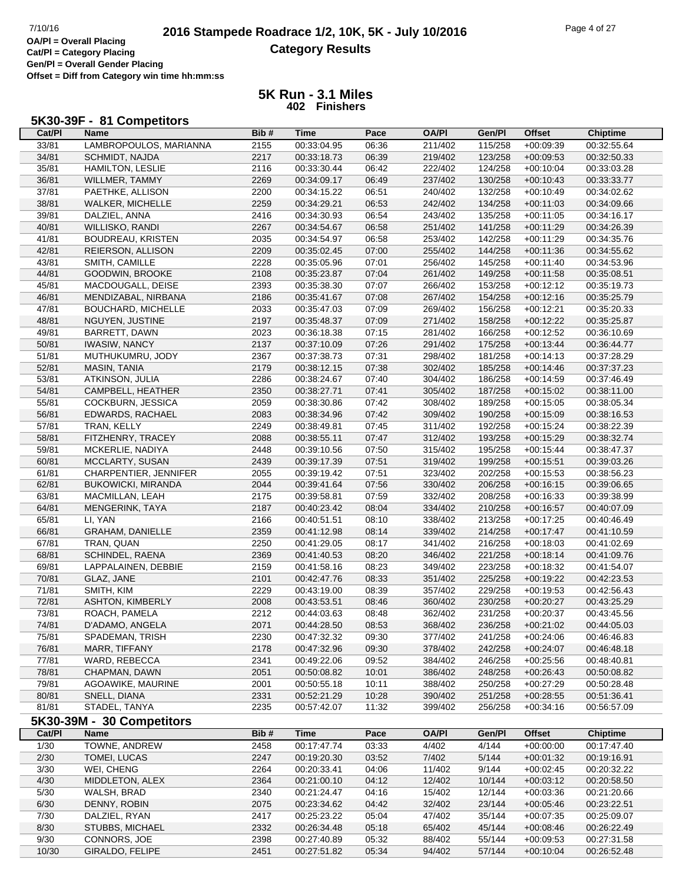# 2016 Stampede Roadrace 1/2, 10K, 5K - July 10/2016

## Category Results

OA/Pl = Overall Placing
Cat/Pl = Category Placing
Gen/Pl = Overall Gender Placing
Offset = Diff from Category win time hh:mm:ss

### 5K Run - 3.1 Miles
**402 Finishers**

### 5K30-39F - 81 Competitors

| Cat/Pl | Name | Bib # | Time | Pace | OA/Pl | Gen/Pl | Offset | Chiptime |
|---|---|---|---|---|---|---|---|---|
| 33/81 | LAMBROPOULOS, MARIANNA | 2155 | 00:33:04.95 | 06:36 | 211/402 | 115/258 | +00:09:39 | 00:32:55.64 |
| 34/81 | SCHMIDT, NAJDA | 2217 | 00:33:18.73 | 06:39 | 219/402 | 123/258 | +00:09:53 | 00:32:50.33 |
| 35/81 | HAMILTON, LESLIE | 2116 | 00:33:30.44 | 06:42 | 222/402 | 124/258 | +00:10:04 | 00:33:03.28 |
| 36/81 | WILLMER, TAMMY | 2269 | 00:34:09.17 | 06:49 | 237/402 | 130/258 | +00:10:43 | 00:33:33.77 |
| 37/81 | PAETHKE, ALLISON | 2200 | 00:34:15.22 | 06:51 | 240/402 | 132/258 | +00:10:49 | 00:34:02.62 |
| 38/81 | WALKER, MICHELLE | 2259 | 00:34:29.21 | 06:53 | 242/402 | 134/258 | +00:11:03 | 00:34:09.66 |
| 39/81 | DALZIEL, ANNA | 2416 | 00:34:30.93 | 06:54 | 243/402 | 135/258 | +00:11:05 | 00:34:16.17 |
| 40/81 | WILLISKO, RANDI | 2267 | 00:34:54.67 | 06:58 | 251/402 | 141/258 | +00:11:29 | 00:34:26.39 |
| 41/81 | BOUDREAU, KRISTEN | 2035 | 00:34:54.97 | 06:58 | 253/402 | 142/258 | +00:11:29 | 00:34:35.76 |
| 42/81 | REIERSON, ALLISON | 2209 | 00:35:02.45 | 07:00 | 255/402 | 144/258 | +00:11:36 | 00:34:55.62 |
| 43/81 | SMITH, CAMILLE | 2228 | 00:35:05.96 | 07:01 | 256/402 | 145/258 | +00:11:40 | 00:34:53.96 |
| 44/81 | GOODWIN, BROOKE | 2108 | 00:35:23.87 | 07:04 | 261/402 | 149/258 | +00:11:58 | 00:35:08.51 |
| 45/81 | MACDOUGALL, DEISE | 2393 | 00:35:38.30 | 07:07 | 266/402 | 153/258 | +00:12:12 | 00:35:19.73 |
| 46/81 | MENDIZABAL, NIRBANA | 2186 | 00:35:41.67 | 07:08 | 267/402 | 154/258 | +00:12:16 | 00:35:25.79 |
| 47/81 | BOUCHARD, MICHELLE | 2033 | 00:35:47.03 | 07:09 | 269/402 | 156/258 | +00:12:21 | 00:35:20.33 |
| 48/81 | NGUYEN, JUSTINE | 2197 | 00:35:48.37 | 07:09 | 271/402 | 158/258 | +00:12:22 | 00:35:25.87 |
| 49/81 | BARRETT, DAWN | 2023 | 00:36:18.38 | 07:15 | 281/402 | 166/258 | +00:12:52 | 00:36:10.69 |
| 50/81 | IWASIW, NANCY | 2137 | 00:37:10.09 | 07:26 | 291/402 | 175/258 | +00:13:44 | 00:36:44.77 |
| 51/81 | MUTHUKUMRU, JODY | 2367 | 00:37:38.73 | 07:31 | 298/402 | 181/258 | +00:14:13 | 00:37:28.29 |
| 52/81 | MASIN, TANIA | 2179 | 00:38:12.15 | 07:38 | 302/402 | 185/258 | +00:14:46 | 00:37:37.23 |
| 53/81 | ATKINSON, JULIA | 2286 | 00:38:24.67 | 07:40 | 304/402 | 186/258 | +00:14:59 | 00:37:46.49 |
| 54/81 | CAMPBELL, HEATHER | 2350 | 00:38:27.71 | 07:41 | 305/402 | 187/258 | +00:15:02 | 00:38:11.00 |
| 55/81 | COCKBURN, JESSICA | 2059 | 00:38:30.86 | 07:42 | 308/402 | 189/258 | +00:15:05 | 00:38:05.34 |
| 56/81 | EDWARDS, RACHAEL | 2083 | 00:38:34.96 | 07:42 | 309/402 | 190/258 | +00:15:09 | 00:38:16.53 |
| 57/81 | TRAN, KELLY | 2249 | 00:38:49.81 | 07:45 | 311/402 | 192/258 | +00:15:24 | 00:38:22.39 |
| 58/81 | FITZHENRY, TRACEY | 2088 | 00:38:55.11 | 07:47 | 312/402 | 193/258 | +00:15:29 | 00:38:32.74 |
| 59/81 | MCKERLIE, NADIYA | 2448 | 00:39:10.56 | 07:50 | 315/402 | 195/258 | +00:15:44 | 00:38:47.37 |
| 60/81 | MCCLARTY, SUSAN | 2439 | 00:39:17.39 | 07:51 | 319/402 | 199/258 | +00:15:51 | 00:39:03.26 |
| 61/81 | CHARPENTIER, JENNIFER | 2055 | 00:39:19.42 | 07:51 | 323/402 | 202/258 | +00:15:53 | 00:38:56.23 |
| 62/81 | BUKOWICKI, MIRANDA | 2044 | 00:39:41.64 | 07:56 | 330/402 | 206/258 | +00:16:15 | 00:39:06.65 |
| 63/81 | MACMILLAN, LEAH | 2175 | 00:39:58.81 | 07:59 | 332/402 | 208/258 | +00:16:33 | 00:39:38.99 |
| 64/81 | MENGERINK, TAYA | 2187 | 00:40:23.42 | 08:04 | 334/402 | 210/258 | +00:16:57 | 00:40:07.09 |
| 65/81 | LI, YAN | 2166 | 00:40:51.51 | 08:10 | 338/402 | 213/258 | +00:17:25 | 00:40:46.49 |
| 66/81 | GRAHAM, DANIELLE | 2359 | 00:41:12.98 | 08:14 | 339/402 | 214/258 | +00:17:47 | 00:41:10.59 |
| 67/81 | TRAN, QUAN | 2250 | 00:41:29.05 | 08:17 | 341/402 | 216/258 | +00:18:03 | 00:41:02.69 |
| 68/81 | SCHINDEL, RAENA | 2369 | 00:41:40.53 | 08:20 | 346/402 | 221/258 | +00:18:14 | 00:41:09.76 |
| 69/81 | LAPPALAINEN, DEBBIE | 2159 | 00:41:58.16 | 08:23 | 349/402 | 223/258 | +00:18:32 | 00:41:54.07 |
| 70/81 | GLAZ, JANE | 2101 | 00:42:47.76 | 08:33 | 351/402 | 225/258 | +00:19:22 | 00:42:23.53 |
| 71/81 | SMITH, KIM | 2229 | 00:43:19.00 | 08:39 | 357/402 | 229/258 | +00:19:53 | 00:42:56.43 |
| 72/81 | ASHTON, KIMBERLY | 2008 | 00:43:53.51 | 08:46 | 360/402 | 230/258 | +00:20:27 | 00:43:25.29 |
| 73/81 | ROACH, PAMELA | 2212 | 00:44:03.63 | 08:48 | 362/402 | 231/258 | +00:20:37 | 00:43:45.56 |
| 74/81 | D'ADAMO, ANGELA | 2071 | 00:44:28.50 | 08:53 | 368/402 | 236/258 | +00:21:02 | 00:44:05.03 |
| 75/81 | SPADEMAN, TRISH | 2230 | 00:47:32.32 | 09:30 | 377/402 | 241/258 | +00:24:06 | 00:46:46.83 |
| 76/81 | MARR, TIFFANY | 2178 | 00:47:32.96 | 09:30 | 378/402 | 242/258 | +00:24:07 | 00:46:48.18 |
| 77/81 | WARD, REBECCA | 2341 | 00:49:22.06 | 09:52 | 384/402 | 246/258 | +00:25:56 | 00:48:40.81 |
| 78/81 | CHAPMAN, DAWN | 2051 | 00:50:08.82 | 10:01 | 386/402 | 248/258 | +00:26:43 | 00:50:08.82 |
| 79/81 | AGOAWIKE, MAURINE | 2001 | 00:50:55.18 | 10:11 | 388/402 | 250/258 | +00:27:29 | 00:50:28.48 |
| 80/81 | SNELL, DIANA | 2331 | 00:52:21.29 | 10:28 | 390/402 | 251/258 | +00:28:55 | 00:51:36.41 |
| 81/81 | STADEL, TANYA | 2235 | 00:57:42.07 | 11:32 | 399/402 | 256/258 | +00:34:16 | 00:56:57.09 |

### 5K30-39M - 30 Competitors

| Cat/Pl | Name | Bib # | Time | Pace | OA/Pl | Gen/Pl | Offset | Chiptime |
|---|---|---|---|---|---|---|---|---|
| 1/30 | TOWNE, ANDREW | 2458 | 00:17:47.74 | 03:33 | 4/402 | 4/144 | +00:00:00 | 00:17:47.40 |
| 2/30 | TOMEI, LUCAS | 2247 | 00:19:20.30 | 03:52 | 7/402 | 5/144 | +00:01:32 | 00:19:16.91 |
| 3/30 | WEI, CHENG | 2264 | 00:20:33.41 | 04:06 | 11/402 | 9/144 | +00:02:45 | 00:20:32.22 |
| 4/30 | MIDDLETON, ALEX | 2364 | 00:21:00.10 | 04:12 | 12/402 | 10/144 | +00:03:12 | 00:20:58.50 |
| 5/30 | WALSH, BRAD | 2340 | 00:21:24.47 | 04:16 | 15/402 | 12/144 | +00:03:36 | 00:21:20.66 |
| 6/30 | DENNY, ROBIN | 2075 | 00:23:34.62 | 04:42 | 32/402 | 23/144 | +00:05:46 | 00:23:22.51 |
| 7/30 | DALZIEL, RYAN | 2417 | 00:25:23.22 | 05:04 | 47/402 | 35/144 | +00:07:35 | 00:25:09.07 |
| 8/30 | STUBBS, MICHAEL | 2332 | 00:26:34.48 | 05:18 | 65/402 | 45/144 | +00:08:46 | 00:26:22.49 |
| 9/30 | CONNORS, JOE | 2398 | 00:27:40.89 | 05:32 | 88/402 | 55/144 | +00:09:53 | 00:27:31.58 |
| 10/30 | GIRALDO, FELIPE | 2451 | 00:27:51.82 | 05:34 | 94/402 | 57/144 | +00:10:04 | 00:26:52.48 |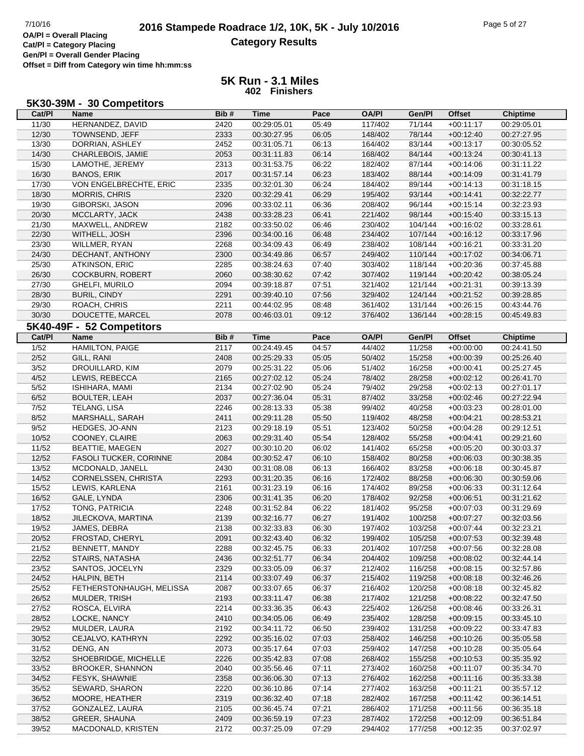**OA/Pl = Overall Placing**
**Cat/Pl = Category Placing**
**Gen/Pl = Overall Gender Placing**
**Offset = Diff from Category win time hh:mm:ss**

# 2016 Stampede Roadrace 1/2, 10K, 5K - July 10/2016

## Category Results

### 5K Run - 3.1 Miles
**402 Finishers**

#### 5K30-39M - 30 Competitors

| Cat/Pl | Name | Bib # | Time | Pace | OA/Pl | Gen/Pl | Offset | Chiptime |
|---|---|---|---|---|---|---|---|---|
| 11/30 | HERNANDEZ, DAVID | 2420 | 00:29:05.01 | 05:49 | 117/402 | 71/144 | +00:11:17 | 00:29:05.01 |
| 12/30 | TOWNSEND, JEFF | 2333 | 00:30:27.95 | 06:05 | 148/402 | 78/144 | +00:12:40 | 00:27:27.95 |
| 13/30 | DORRIAN, ASHLEY | 2452 | 00:31:05.71 | 06:13 | 164/402 | 83/144 | +00:13:17 | 00:30:05.52 |
| 14/30 | CHARLEBOIS, JAMIE | 2053 | 00:31:11.83 | 06:14 | 168/402 | 84/144 | +00:13:24 | 00:30:41.13 |
| 15/30 | LAMOTHE, JEREMY | 2313 | 00:31:53.75 | 06:22 | 182/402 | 87/144 | +00:14:06 | 00:31:11.22 |
| 16/30 | BANOS, ERIK | 2017 | 00:31:57.14 | 06:23 | 183/402 | 88/144 | +00:14:09 | 00:31:41.79 |
| 17/30 | VON ENGELBRECHTE, ERIC | 2335 | 00:32:01.30 | 06:24 | 184/402 | 89/144 | +00:14:13 | 00:31:18.15 |
| 18/30 | MORRIS, CHRIS | 2320 | 00:32:29.41 | 06:29 | 195/402 | 93/144 | +00:14:41 | 00:32:22.77 |
| 19/30 | GIBORSKI, JASON | 2096 | 00:33:02.11 | 06:36 | 208/402 | 96/144 | +00:15:14 | 00:32:23.93 |
| 20/30 | MCCLARTY, JACK | 2438 | 00:33:28.23 | 06:41 | 221/402 | 98/144 | +00:15:40 | 00:33:15.13 |
| 21/30 | MAXWELL, ANDREW | 2182 | 00:33:50.02 | 06:46 | 230/402 | 104/144 | +00:16:02 | 00:33:28.61 |
| 22/30 | WITHELL, JOSH | 2396 | 00:34:00.16 | 06:48 | 234/402 | 107/144 | +00:16:12 | 00:33:17.96 |
| 23/30 | WILLMER, RYAN | 2268 | 00:34:09.43 | 06:49 | 238/402 | 108/144 | +00:16:21 | 00:33:31.20 |
| 24/30 | DECHANT, ANTHONY | 2300 | 00:34:49.86 | 06:57 | 249/402 | 110/144 | +00:17:02 | 00:34:06.71 |
| 25/30 | ATKINSON, ERIC | 2285 | 00:38:24.63 | 07:40 | 303/402 | 118/144 | +00:20:36 | 00:37:45.88 |
| 26/30 | COCKBURN, ROBERT | 2060 | 00:38:30.62 | 07:42 | 307/402 | 119/144 | +00:20:42 | 00:38:05.24 |
| 27/30 | GHELFI, MURILO | 2094 | 00:39:18.87 | 07:51 | 321/402 | 121/144 | +00:21:31 | 00:39:13.39 |
| 28/30 | BURIL, CINDY | 2291 | 00:39:40.10 | 07:56 | 329/402 | 124/144 | +00:21:52 | 00:39:28.85 |
| 29/30 | ROACH, CHRIS | 2211 | 00:44:02.95 | 08:48 | 361/402 | 131/144 | +00:26:15 | 00:43:44.76 |
| 30/30 | DOUCETTE, MARCEL | 2078 | 00:46:03.01 | 09:12 | 376/402 | 136/144 | +00:28:15 | 00:45:49.83 |

#### 5K40-49F - 52 Competitors

| Cat/Pl | Name | Bib # | Time | Pace | OA/Pl | Gen/Pl | Offset | Chiptime |
|---|---|---|---|---|---|---|---|---|
| 1/52 | HAMILTON, PAIGE | 2117 | 00:24:49.45 | 04:57 | 44/402 | 11/258 | +00:00:00 | 00:24:41.50 |
| 2/52 | GILL, RANI | 2408 | 00:25:29.33 | 05:05 | 50/402 | 15/258 | +00:00:39 | 00:25:26.40 |
| 3/52 | DROUILLARD, KIM | 2079 | 00:25:31.22 | 05:06 | 51/402 | 16/258 | +00:00:41 | 00:25:27.45 |
| 4/52 | LEWIS, REBECCA | 2165 | 00:27:02.12 | 05:24 | 78/402 | 28/258 | +00:02:12 | 00:26:41.70 |
| 5/52 | ISHIHARA, MAMI | 2134 | 00:27:02.90 | 05:24 | 79/402 | 29/258 | +00:02:13 | 00:27:01.17 |
| 6/52 | BOULTER, LEAH | 2037 | 00:27:36.04 | 05:31 | 87/402 | 33/258 | +00:02:46 | 00:27:22.94 |
| 7/52 | TELANG, LISA | 2246 | 00:28:13.33 | 05:38 | 99/402 | 40/258 | +00:03:23 | 00:28:01.00 |
| 8/52 | MARSHALL, SARAH | 2411 | 00:29:11.28 | 05:50 | 119/402 | 48/258 | +00:04:21 | 00:28:53.21 |
| 9/52 | HEDGES, JO-ANN | 2123 | 00:29:18.19 | 05:51 | 123/402 | 50/258 | +00:04:28 | 00:29:12.51 |
| 10/52 | COONEY, CLAIRE | 2063 | 00:29:31.40 | 05:54 | 128/402 | 55/258 | +00:04:41 | 00:29:21.60 |
| 11/52 | BEATTIE, MAEGEN | 2027 | 00:30:10.20 | 06:02 | 141/402 | 65/258 | +00:05:20 | 00:30:03.37 |
| 12/52 | FASOLI TUCKER, CORINNE | 2084 | 00:30:52.47 | 06:10 | 158/402 | 80/258 | +00:06:03 | 00:30:38.35 |
| 13/52 | MCDONALD, JANELL | 2430 | 00:31:08.08 | 06:13 | 166/402 | 83/258 | +00:06:18 | 00:30:45.87 |
| 14/52 | CORNELSSEN, CHRISTA | 2293 | 00:31:20.35 | 06:16 | 172/402 | 88/258 | +00:06:30 | 00:30:59.06 |
| 15/52 | LEWIS, KARLENA | 2161 | 00:31:23.19 | 06:16 | 174/402 | 89/258 | +00:06:33 | 00:31:12.64 |
| 16/52 | GALE, LYNDA | 2306 | 00:31:41.35 | 06:20 | 178/402 | 92/258 | +00:06:51 | 00:31:21.62 |
| 17/52 | TONG, PATRICIA | 2248 | 00:31:52.84 | 06:22 | 181/402 | 95/258 | +00:07:03 | 00:31:29.69 |
| 18/52 | JILECKOVA, MARTINA | 2139 | 00:32:16.77 | 06:27 | 191/402 | 100/258 | +00:07:27 | 00:32:03.56 |
| 19/52 | JAMES, DEBRA | 2138 | 00:32:33.83 | 06:30 | 197/402 | 103/258 | +00:07:44 | 00:32:23.21 |
| 20/52 | FROSTAD, CHERYL | 2091 | 00:32:43.40 | 06:32 | 199/402 | 105/258 | +00:07:53 | 00:32:39.48 |
| 21/52 | BENNETT, MANDY | 2288 | 00:32:45.75 | 06:33 | 201/402 | 107/258 | +00:07:56 | 00:32:28.08 |
| 22/52 | STAIRS, NATASHA | 2436 | 00:32:51.77 | 06:34 | 204/402 | 109/258 | +00:08:02 | 00:32:44.14 |
| 23/52 | SANTOS, JOCELYN | 2329 | 00:33:05.09 | 06:37 | 212/402 | 116/258 | +00:08:15 | 00:32:57.86 |
| 24/52 | HALPIN, BETH | 2114 | 00:33:07.49 | 06:37 | 215/402 | 119/258 | +00:08:18 | 00:32:46.26 |
| 25/52 | FETHERSTONHAUGH, MELISSA | 2087 | 00:33:07.65 | 06:37 | 216/402 | 120/258 | +00:08:18 | 00:32:45.82 |
| 26/52 | MULDER, TRISH | 2193 | 00:33:11.47 | 06:38 | 217/402 | 121/258 | +00:08:22 | 00:32:47.50 |
| 27/52 | ROSCA, ELVIRA | 2214 | 00:33:36.35 | 06:43 | 225/402 | 126/258 | +00:08:46 | 00:33:26.31 |
| 28/52 | LOCKE, NANCY | 2410 | 00:34:05.06 | 06:49 | 235/402 | 128/258 | +00:09:15 | 00:33:45.10 |
| 29/52 | MULDER, LAURA | 2192 | 00:34:11.72 | 06:50 | 239/402 | 131/258 | +00:09:22 | 00:33:47.83 |
| 30/52 | CEJALVO, KATHRYN | 2292 | 00:35:16.02 | 07:03 | 258/402 | 146/258 | +00:10:26 | 00:35:05.58 |
| 31/52 | DENG, AN | 2073 | 00:35:17.64 | 07:03 | 259/402 | 147/258 | +00:10:28 | 00:35:05.64 |
| 32/52 | SHOEBRIDGE, MICHELLE | 2226 | 00:35:42.83 | 07:08 | 268/402 | 155/258 | +00:10:53 | 00:35:35.92 |
| 33/52 | BROOKER, SHANNON | 2040 | 00:35:56.46 | 07:11 | 273/402 | 160/258 | +00:11:07 | 00:35:34.70 |
| 34/52 | FESYK, SHAWNIE | 2358 | 00:36:06.30 | 07:13 | 276/402 | 162/258 | +00:11:16 | 00:35:33.38 |
| 35/52 | SEWARD, SHARON | 2220 | 00:36:10.86 | 07:14 | 277/402 | 163/258 | +00:11:21 | 00:35:57.12 |
| 36/52 | MOORE, HEATHER | 2319 | 00:36:32.40 | 07:18 | 282/402 | 167/258 | +00:11:42 | 00:36:14.51 |
| 37/52 | GONZALEZ, LAURA | 2105 | 00:36:45.74 | 07:21 | 286/402 | 171/258 | +00:11:56 | 00:36:35.18 |
| 38/52 | GREER, SHAUNA | 2409 | 00:36:59.19 | 07:23 | 287/402 | 172/258 | +00:12:09 | 00:36:51.84 |
| 39/52 | MACDONALD, KRISTEN | 2172 | 00:37:25.09 | 07:29 | 294/402 | 177/258 | +00:12:35 | 00:37:02.97 |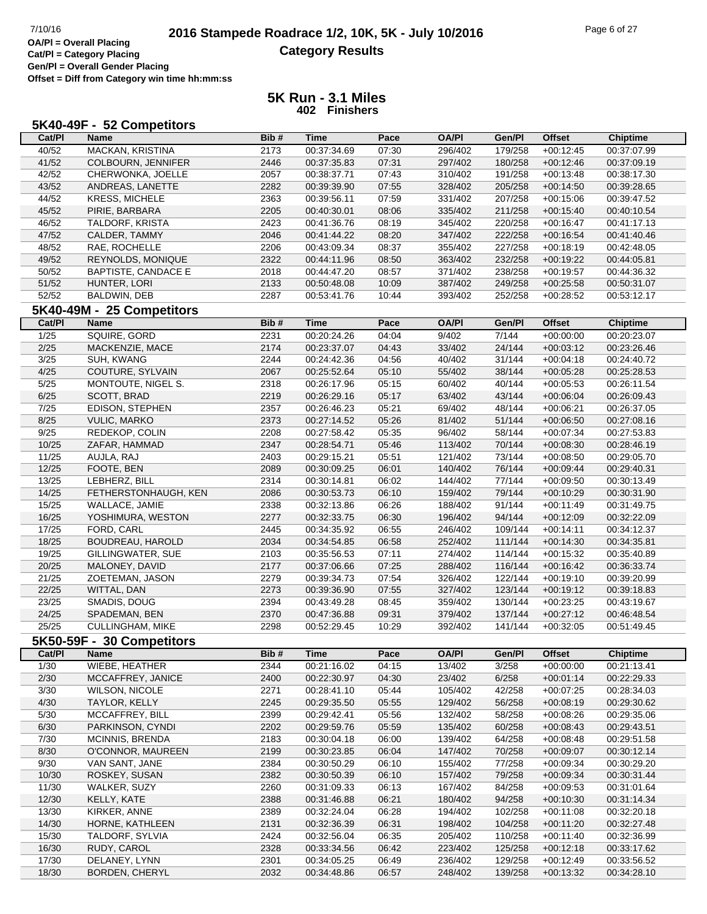# 2016 Stampede Roadrace 1/2, 10K, 5K - July 10/2016

## Category Results

OA/Pl = Overall Placing
Cat/Pl = Category Placing
Gen/Pl = Overall Gender Placing
Offset = Diff from Category win time hh:mm:ss

### 5K Run - 3.1 Miles
**402 Finishers**

### 5K40-49F - 52 Competitors

| Cat/Pl | Name | Bib # | Time | Pace | OA/Pl | Gen/Pl | Offset | Chiptime |
|---|---|---|---|---|---|---|---|---|
| 40/52 | MACKAN, KRISTINA | 2173 | 00:37:34.69 | 07:30 | 296/402 | 179/258 | +00:12:45 | 00:37:07.99 |
| 41/52 | COLBOURN, JENNIFER | 2446 | 00:37:35.83 | 07:31 | 297/402 | 180/258 | +00:12:46 | 00:37:09.19 |
| 42/52 | CHERWONKA, JOELLE | 2057 | 00:38:37.71 | 07:43 | 310/402 | 191/258 | +00:13:48 | 00:38:17.30 |
| 43/52 | ANDREAS, LANETTE | 2282 | 00:39:39.90 | 07:55 | 328/402 | 205/258 | +00:14:50 | 00:39:28.65 |
| 44/52 | KRESS, MICHELE | 2363 | 00:39:56.11 | 07:59 | 331/402 | 207/258 | +00:15:06 | 00:39:47.52 |
| 45/52 | PIRIE, BARBARA | 2205 | 00:40:30.01 | 08:06 | 335/402 | 211/258 | +00:15:40 | 00:40:10.54 |
| 46/52 | TALDORF, KRISTA | 2423 | 00:41:36.76 | 08:19 | 345/402 | 220/258 | +00:16:47 | 00:41:17.13 |
| 47/52 | CALDER, TAMMY | 2046 | 00:41:44.22 | 08:20 | 347/402 | 222/258 | +00:16:54 | 00:41:40.46 |
| 48/52 | RAE, ROCHELLE | 2206 | 00:43:09.34 | 08:37 | 355/402 | 227/258 | +00:18:19 | 00:42:48.05 |
| 49/52 | REYNOLDS, MONIQUE | 2322 | 00:44:11.96 | 08:50 | 363/402 | 232/258 | +00:19:22 | 00:44:05.81 |
| 50/52 | BAPTISTE, CANDACE E | 2018 | 00:44:47.20 | 08:57 | 371/402 | 238/258 | +00:19:57 | 00:44:36.32 |
| 51/52 | HUNTER, LORI | 2133 | 00:50:48.08 | 10:09 | 387/402 | 249/258 | +00:25:58 | 00:50:31.07 |
| 52/52 | BALDWIN, DEB | 2287 | 00:53:41.76 | 10:44 | 393/402 | 252/258 | +00:28:52 | 00:53:12.17 |

### 5K40-49M - 25 Competitors

| Cat/Pl | Name | Bib # | Time | Pace | OA/Pl | Gen/Pl | Offset | Chiptime |
|---|---|---|---|---|---|---|---|---|
| 1/25 | SQUIRE, GORD | 2231 | 00:20:24.26 | 04:04 | 9/402 | 7/144 | +00:00:00 | 00:20:23.07 |
| 2/25 | MACKENZIE, MACE | 2174 | 00:23:37.07 | 04:43 | 33/402 | 24/144 | +00:03:12 | 00:23:26.46 |
| 3/25 | SUH, KWANG | 2244 | 00:24:42.36 | 04:56 | 40/402 | 31/144 | +00:04:18 | 00:24:40.72 |
| 4/25 | COUTURE, SYLVAIN | 2067 | 00:25:52.64 | 05:10 | 55/402 | 38/144 | +00:05:28 | 00:25:28.53 |
| 5/25 | MONTOUTE, NIGEL S. | 2318 | 00:26:17.96 | 05:15 | 60/402 | 40/144 | +00:05:53 | 00:26:11.54 |
| 6/25 | SCOTT, BRAD | 2219 | 00:26:29.16 | 05:17 | 63/402 | 43/144 | +00:06:04 | 00:26:09.43 |
| 7/25 | EDISON, STEPHEN | 2357 | 00:26:46.23 | 05:21 | 69/402 | 48/144 | +00:06:21 | 00:26:37.05 |
| 8/25 | VULIC, MARKO | 2373 | 00:27:14.52 | 05:26 | 81/402 | 51/144 | +00:06:50 | 00:27:08.16 |
| 9/25 | REDEKOP, COLIN | 2208 | 00:27:58.42 | 05:35 | 96/402 | 58/144 | +00:07:34 | 00:27:53.83 |
| 10/25 | ZAFAR, HAMMAD | 2347 | 00:28:54.71 | 05:46 | 113/402 | 70/144 | +00:08:30 | 00:28:46.19 |
| 11/25 | AUJLA, RAJ | 2403 | 00:29:15.21 | 05:51 | 121/402 | 73/144 | +00:08:50 | 00:29:05.70 |
| 12/25 | FOOTE, BEN | 2089 | 00:30:09.25 | 06:01 | 140/402 | 76/144 | +00:09:44 | 00:29:40.31 |
| 13/25 | LEBHERZ, BILL | 2314 | 00:30:14.81 | 06:02 | 144/402 | 77/144 | +00:09:50 | 00:30:13.49 |
| 14/25 | FETHERSTONHAUGH, KEN | 2086 | 00:30:53.73 | 06:10 | 159/402 | 79/144 | +00:10:29 | 00:30:31.90 |
| 15/25 | WALLACE, JAMIE | 2338 | 00:32:13.86 | 06:26 | 188/402 | 91/144 | +00:11:49 | 00:31:49.75 |
| 16/25 | YOSHIMURA, WESTON | 2277 | 00:32:33.75 | 06:30 | 196/402 | 94/144 | +00:12:09 | 00:32:22.09 |
| 17/25 | FORD, CARL | 2445 | 00:34:35.92 | 06:55 | 246/402 | 109/144 | +00:14:11 | 00:34:12.37 |
| 18/25 | BOUDREAU, HAROLD | 2034 | 00:34:54.85 | 06:58 | 252/402 | 111/144 | +00:14:30 | 00:34:35.81 |
| 19/25 | GILLINGWATER, SUE | 2103 | 00:35:56.53 | 07:11 | 274/402 | 114/144 | +00:15:32 | 00:35:40.89 |
| 20/25 | MALONEY, DAVID | 2177 | 00:37:06.66 | 07:25 | 288/402 | 116/144 | +00:16:42 | 00:36:33.74 |
| 21/25 | ZOETEMAN, JASON | 2279 | 00:39:34.73 | 07:54 | 326/402 | 122/144 | +00:19:10 | 00:39:20.99 |
| 22/25 | WITTAL, DAN | 2273 | 00:39:36.90 | 07:55 | 327/402 | 123/144 | +00:19:12 | 00:39:18.83 |
| 23/25 | SMADIS, DOUG | 2394 | 00:43:49.28 | 08:45 | 359/402 | 130/144 | +00:23:25 | 00:43:19.67 |
| 24/25 | SPADEMAN, BEN | 2370 | 00:47:36.88 | 09:31 | 379/402 | 137/144 | +00:27:12 | 00:46:48.54 |
| 25/25 | CULLINGHAM, MIKE | 2298 | 00:52:29.45 | 10:29 | 392/402 | 141/144 | +00:32:05 | 00:51:49.45 |

### 5K50-59F - 30 Competitors

| Cat/Pl | Name | Bib # | Time | Pace | OA/Pl | Gen/Pl | Offset | Chiptime |
|---|---|---|---|---|---|---|---|---|
| 1/30 | WIEBE, HEATHER | 2344 | 00:21:16.02 | 04:15 | 13/402 | 3/258 | +00:00:00 | 00:21:13.41 |
| 2/30 | MCCAFFREY, JANICE | 2400 | 00:22:30.97 | 04:30 | 23/402 | 6/258 | +00:01:14 | 00:22:29.33 |
| 3/30 | WILSON, NICOLE | 2271 | 00:28:41.10 | 05:44 | 105/402 | 42/258 | +00:07:25 | 00:28:34.03 |
| 4/30 | TAYLOR, KELLY | 2245 | 00:29:35.50 | 05:55 | 129/402 | 56/258 | +00:08:19 | 00:29:30.62 |
| 5/30 | MCCAFFREY, BILL | 2399 | 00:29:42.41 | 05:56 | 132/402 | 58/258 | +00:08:26 | 00:29:35.06 |
| 6/30 | PARKINSON, CYNDI | 2202 | 00:29:59.76 | 05:59 | 135/402 | 60/258 | +00:08:43 | 00:29:43.51 |
| 7/30 | MCINNIS, BRENDA | 2183 | 00:30:04.18 | 06:00 | 139/402 | 64/258 | +00:08:48 | 00:29:51.58 |
| 8/30 | O'CONNOR, MAUREEN | 2199 | 00:30:23.85 | 06:04 | 147/402 | 70/258 | +00:09:07 | 00:30:12.14 |
| 9/30 | VAN SANT, JANE | 2384 | 00:30:50.29 | 06:10 | 155/402 | 77/258 | +00:09:34 | 00:30:29.20 |
| 10/30 | ROSKEY, SUSAN | 2382 | 00:30:50.39 | 06:10 | 157/402 | 79/258 | +00:09:34 | 00:30:31.44 |
| 11/30 | WALKER, SUZY | 2260 | 00:31:09.33 | 06:13 | 167/402 | 84/258 | +00:09:53 | 00:31:01.64 |
| 12/30 | KELLY, KATE | 2388 | 00:31:46.88 | 06:21 | 180/402 | 94/258 | +00:10:30 | 00:31:14.34 |
| 13/30 | KIRKER, ANNE | 2389 | 00:32:24.04 | 06:28 | 194/402 | 102/258 | +00:11:08 | 00:32:20.18 |
| 14/30 | HORNE, KATHLEEN | 2131 | 00:32:36.39 | 06:31 | 198/402 | 104/258 | +00:11:20 | 00:32:27.48 |
| 15/30 | TALDORF, SYLVIA | 2424 | 00:32:56.04 | 06:35 | 205/402 | 110/258 | +00:11:40 | 00:32:36.99 |
| 16/30 | RUDY, CAROL | 2328 | 00:33:34.56 | 06:42 | 223/402 | 125/258 | +00:12:18 | 00:33:17.62 |
| 17/30 | DELANEY, LYNN | 2301 | 00:34:05.25 | 06:49 | 236/402 | 129/258 | +00:12:49 | 00:33:56.52 |
| 18/30 | BORDEN, CHERYL | 2032 | 00:34:48.86 | 06:57 | 248/402 | 139/258 | +00:13:32 | 00:34:28.10 |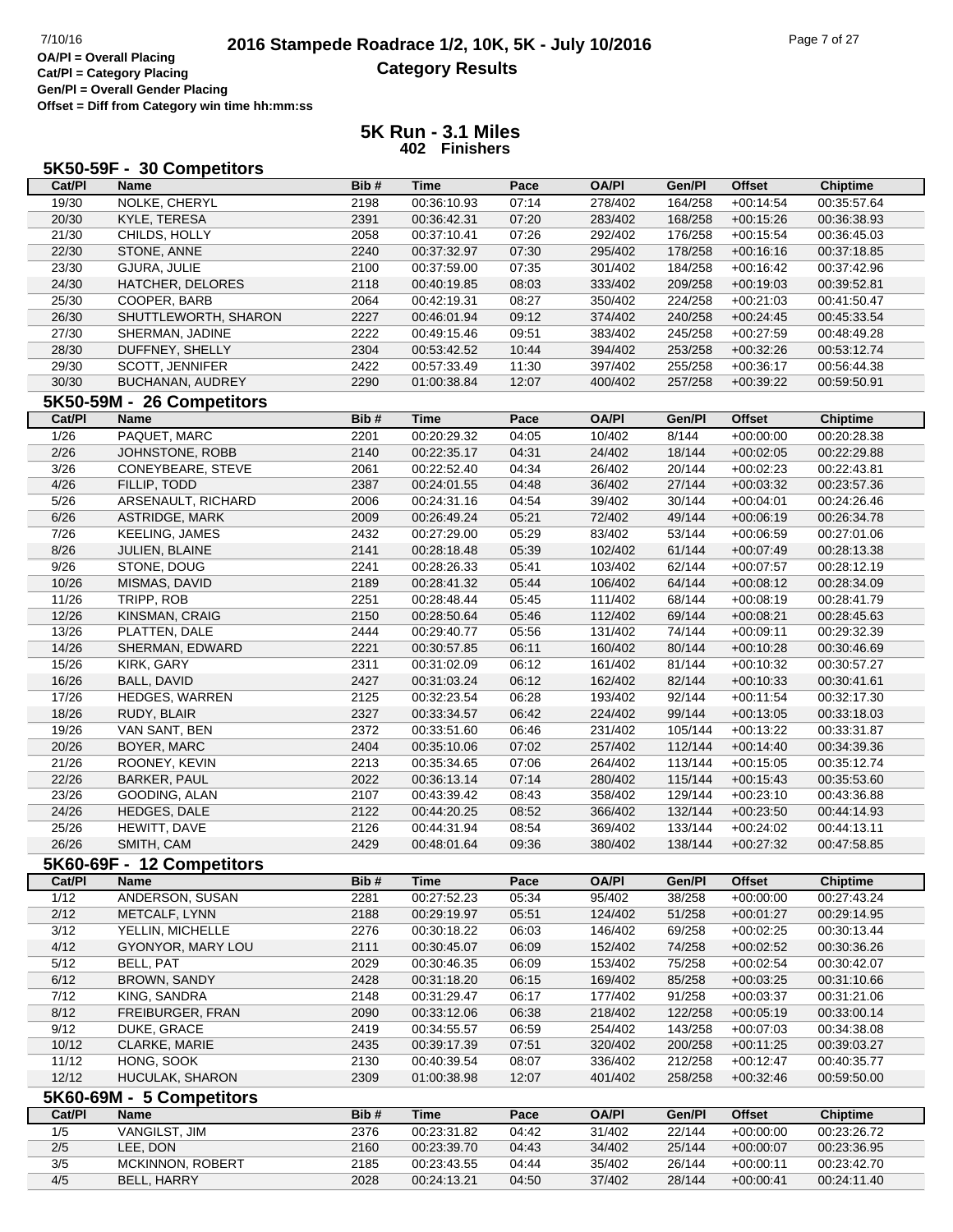OA/Pl = Overall Placing
Cat/Pl = Category Placing
Gen/Pl = Overall Gender Placing
Offset = Diff from Category win time hh:mm:ss

# 2016 Stampede Roadrace 1/2, 10K, 5K - July 10/2016

## Category Results

## 5K Run - 3.1 Miles

**402 Finishers**

### 5K50-59F - 30 Competitors

| Cat/Pl | Name | Bib # | Time | Pace | OA/Pl | Gen/Pl | Offset | Chiptime |
|---|---|---|---|---|---|---|---|---|
| 19/30 | NOLKE, CHERYL | 2198 | 00:36:10.93 | 07:14 | 278/402 | 164/258 | +00:14:54 | 00:35:57.64 |
| 20/30 | KYLE, TERESA | 2391 | 00:36:42.31 | 07:20 | 283/402 | 168/258 | +00:15:26 | 00:36:38.93 |
| 21/30 | CHILDS, HOLLY | 2058 | 00:37:10.41 | 07:26 | 292/402 | 176/258 | +00:15:54 | 00:36:45.03 |
| 22/30 | STONE, ANNE | 2240 | 00:37:32.97 | 07:30 | 295/402 | 178/258 | +00:16:16 | 00:37:18.85 |
| 23/30 | GJURA, JULIE | 2100 | 00:37:59.00 | 07:35 | 301/402 | 184/258 | +00:16:42 | 00:37:42.96 |
| 24/30 | HATCHER, DELORES | 2118 | 00:40:19.85 | 08:03 | 333/402 | 209/258 | +00:19:03 | 00:39:52.81 |
| 25/30 | COOPER, BARB | 2064 | 00:42:19.31 | 08:27 | 350/402 | 224/258 | +00:21:03 | 00:41:50.47 |
| 26/30 | SHUTTLEWORTH, SHARON | 2227 | 00:46:01.94 | 09:12 | 374/402 | 240/258 | +00:24:45 | 00:45:33.54 |
| 27/30 | SHERMAN, JADINE | 2222 | 00:49:15.46 | 09:51 | 383/402 | 245/258 | +00:27:59 | 00:48:49.28 |
| 28/30 | DUFFNEY, SHELLY | 2304 | 00:53:42.52 | 10:44 | 394/402 | 253/258 | +00:32:26 | 00:53:12.74 |
| 29/30 | SCOTT, JENNIFER | 2422 | 00:57:33.49 | 11:30 | 397/402 | 255/258 | +00:36:17 | 00:56:44.38 |
| 30/30 | BUCHANAN, AUDREY | 2290 | 01:00:38.84 | 12:07 | 400/402 | 257/258 | +00:39:22 | 00:59:50.91 |

### 5K50-59M - 26 Competitors

| Cat/Pl | Name | Bib # | Time | Pace | OA/Pl | Gen/Pl | Offset | Chiptime |
|---|---|---|---|---|---|---|---|---|
| 1/26 | PAQUET, MARC | 2201 | 00:20:29.32 | 04:05 | 10/402 | 8/144 | +00:00:00 | 00:20:28.38 |
| 2/26 | JOHNSTONE, ROBB | 2140 | 00:22:35.17 | 04:31 | 24/402 | 18/144 | +00:02:05 | 00:22:29.88 |
| 3/26 | CONEYBEARE, STEVE | 2061 | 00:22:52.40 | 04:34 | 26/402 | 20/144 | +00:02:23 | 00:22:43.81 |
| 4/26 | FILLIP, TODD | 2387 | 00:24:01.55 | 04:48 | 36/402 | 27/144 | +00:03:32 | 00:23:57.36 |
| 5/26 | ARSENAULT, RICHARD | 2006 | 00:24:31.16 | 04:54 | 39/402 | 30/144 | +00:04:01 | 00:24:26.46 |
| 6/26 | ASTRIDGE, MARK | 2009 | 00:26:49.24 | 05:21 | 72/402 | 49/144 | +00:06:19 | 00:26:34.78 |
| 7/26 | KEELING, JAMES | 2432 | 00:27:29.00 | 05:29 | 83/402 | 53/144 | +00:06:59 | 00:27:01.06 |
| 8/26 | JULIEN, BLAINE | 2141 | 00:28:18.48 | 05:39 | 102/402 | 61/144 | +00:07:49 | 00:28:13.38 |
| 9/26 | STONE, DOUG | 2241 | 00:28:26.33 | 05:41 | 103/402 | 62/144 | +00:07:57 | 00:28:12.19 |
| 10/26 | MISMAS, DAVID | 2189 | 00:28:41.32 | 05:44 | 106/402 | 64/144 | +00:08:12 | 00:28:34.09 |
| 11/26 | TRIPP, ROB | 2251 | 00:28:48.44 | 05:45 | 111/402 | 68/144 | +00:08:19 | 00:28:41.79 |
| 12/26 | KINSMAN, CRAIG | 2150 | 00:28:50.64 | 05:46 | 112/402 | 69/144 | +00:08:21 | 00:28:45.63 |
| 13/26 | PLATTEN, DALE | 2444 | 00:29:40.77 | 05:56 | 131/402 | 74/144 | +00:09:11 | 00:29:32.39 |
| 14/26 | SHERMAN, EDWARD | 2221 | 00:30:57.85 | 06:11 | 160/402 | 80/144 | +00:10:28 | 00:30:46.69 |
| 15/26 | KIRK, GARY | 2311 | 00:31:02.09 | 06:12 | 161/402 | 81/144 | +00:10:32 | 00:30:57.27 |
| 16/26 | BALL, DAVID | 2427 | 00:31:03.24 | 06:12 | 162/402 | 82/144 | +00:10:33 | 00:30:41.61 |
| 17/26 | HEDGES, WARREN | 2125 | 00:32:23.54 | 06:28 | 193/402 | 92/144 | +00:11:54 | 00:32:17.30 |
| 18/26 | RUDY, BLAIR | 2327 | 00:33:34.57 | 06:42 | 224/402 | 99/144 | +00:13:05 | 00:33:18.03 |
| 19/26 | VAN SANT, BEN | 2372 | 00:33:51.60 | 06:46 | 231/402 | 105/144 | +00:13:22 | 00:33:31.87 |
| 20/26 | BOYER, MARC | 2404 | 00:35:10.06 | 07:02 | 257/402 | 112/144 | +00:14:40 | 00:34:39.36 |
| 21/26 | ROONEY, KEVIN | 2213 | 00:35:34.65 | 07:06 | 264/402 | 113/144 | +00:15:05 | 00:35:12.74 |
| 22/26 | BARKER, PAUL | 2022 | 00:36:13.14 | 07:14 | 280/402 | 115/144 | +00:15:43 | 00:35:53.60 |
| 23/26 | GOODING, ALAN | 2107 | 00:43:39.42 | 08:43 | 358/402 | 129/144 | +00:23:10 | 00:43:36.88 |
| 24/26 | HEDGES, DALE | 2122 | 00:44:20.25 | 08:52 | 366/402 | 132/144 | +00:23:50 | 00:44:14.93 |
| 25/26 | HEWITT, DAVE | 2126 | 00:44:31.94 | 08:54 | 369/402 | 133/144 | +00:24:02 | 00:44:13.11 |
| 26/26 | SMITH, CAM | 2429 | 00:48:01.64 | 09:36 | 380/402 | 138/144 | +00:27:32 | 00:47:58.85 |

### 5K60-69F - 12 Competitors

| Cat/Pl | Name | Bib # | Time | Pace | OA/Pl | Gen/Pl | Offset | Chiptime |
|---|---|---|---|---|---|---|---|---|
| 1/12 | ANDERSON, SUSAN | 2281 | 00:27:52.23 | 05:34 | 95/402 | 38/258 | +00:00:00 | 00:27:43.24 |
| 2/12 | METCALF, LYNN | 2188 | 00:29:19.97 | 05:51 | 124/402 | 51/258 | +00:01:27 | 00:29:14.95 |
| 3/12 | YELLIN, MICHELLE | 2276 | 00:30:18.22 | 06:03 | 146/402 | 69/258 | +00:02:25 | 00:30:13.44 |
| 4/12 | GYONYOR, MARY LOU | 2111 | 00:30:45.07 | 06:09 | 152/402 | 74/258 | +00:02:52 | 00:30:36.26 |
| 5/12 | BELL, PAT | 2029 | 00:30:46.35 | 06:09 | 153/402 | 75/258 | +00:02:54 | 00:30:42.07 |
| 6/12 | BROWN, SANDY | 2428 | 00:31:18.20 | 06:15 | 169/402 | 85/258 | +00:03:25 | 00:31:10.66 |
| 7/12 | KING, SANDRA | 2148 | 00:31:29.47 | 06:17 | 177/402 | 91/258 | +00:03:37 | 00:31:21.06 |
| 8/12 | FREIBURGER, FRAN | 2090 | 00:33:12.06 | 06:38 | 218/402 | 122/258 | +00:05:19 | 00:33:00.14 |
| 9/12 | DUKE, GRACE | 2419 | 00:34:55.57 | 06:59 | 254/402 | 143/258 | +00:07:03 | 00:34:38.08 |
| 10/12 | CLARKE, MARIE | 2435 | 00:39:17.39 | 07:51 | 320/402 | 200/258 | +00:11:25 | 00:39:03.27 |
| 11/12 | HONG, SOOK | 2130 | 00:40:39.54 | 08:07 | 336/402 | 212/258 | +00:12:47 | 00:40:35.77 |
| 12/12 | HUCULAK, SHARON | 2309 | 01:00:38.98 | 12:07 | 401/402 | 258/258 | +00:32:46 | 00:59:50.00 |

### 5K60-69M - 5 Competitors

| Cat/Pl | Name | Bib # | Time | Pace | OA/Pl | Gen/Pl | Offset | Chiptime |
|---|---|---|---|---|---|---|---|---|
| 1/5 | VANGILST, JIM | 2376 | 00:23:31.82 | 04:42 | 31/402 | 22/144 | +00:00:00 | 00:23:26.72 |
| 2/5 | LEE, DON | 2160 | 00:23:39.70 | 04:43 | 34/402 | 25/144 | +00:00:07 | 00:23:36.95 |
| 3/5 | MCKINNON, ROBERT | 2185 | 00:23:43.55 | 04:44 | 35/402 | 26/144 | +00:00:11 | 00:23:42.70 |
| 4/5 | BELL, HARRY | 2028 | 00:24:13.21 | 04:50 | 37/402 | 28/144 | +00:00:41 | 00:24:11.40 |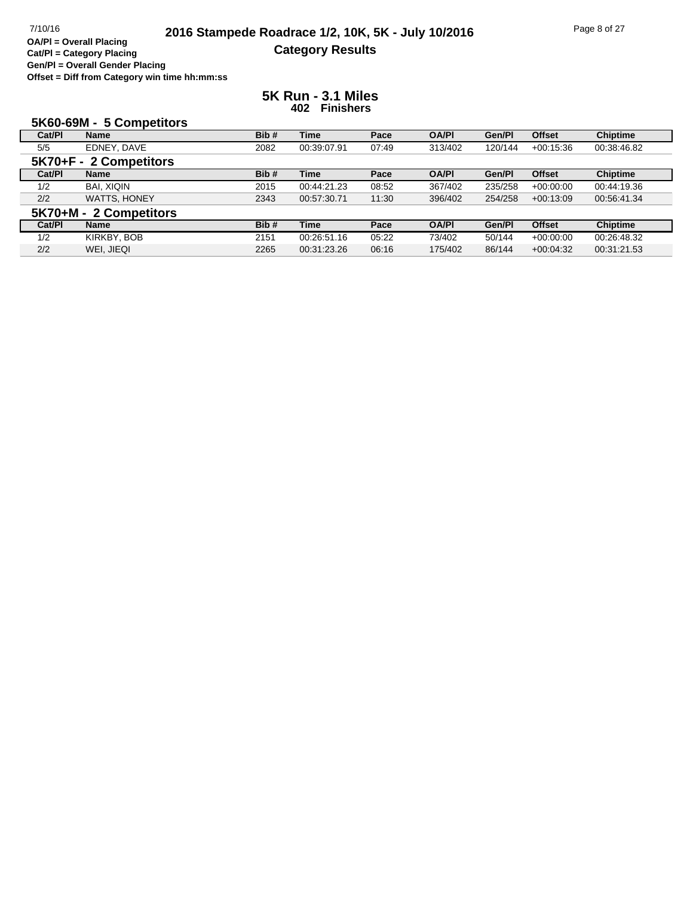OA/Pl = Overall Placing
Cat/Pl = Category Placing
Gen/Pl = Overall Gender Placing
Offset = Diff from Category win time hh:mm:ss

## 2016 Stampede Roadrace 1/2, 10K, 5K - July 10/2016

**Category Results**

## 5K Run - 3.1 Miles

**402 Finishers**

### 5K60-69M - 5 Competitors

| Cat/Pl | Name | Bib # | Time | Pace | OA/Pl | Gen/Pl | Offset | Chiptime |
|---|---|---|---|---|---|---|---|---|
| 5/5 | EDNEY, DAVE | 2082 | 00:39:07.91 | 07:49 | 313/402 | 120/144 | +00:15:36 | 00:38:46.82 |

### 5K70+F - 2 Competitors

| Cat/Pl | Name | Bib # | Time | Pace | OA/Pl | Gen/Pl | Offset | Chiptime |
|---|---|---|---|---|---|---|---|---|
| 1/2 | BAI, XIQIN | 2015 | 00:44:21.23 | 08:52 | 367/402 | 235/258 | +00:00:00 | 00:44:19.36 |
| 2/2 | WATTS, HONEY | 2343 | 00:57:30.71 | 11:30 | 396/402 | 254/258 | +00:13:09 | 00:56:41.34 |

### 5K70+M - 2 Competitors

| Cat/Pl | Name | Bib # | Time | Pace | OA/Pl | Gen/Pl | Offset | Chiptime |
|---|---|---|---|---|---|---|---|---|
| 1/2 | KIRKBY, BOB | 2151 | 00:26:51.16 | 05:22 | 73/402 | 50/144 | +00:00:00 | 00:26:48.32 |
| 2/2 | WEI, JIEQI | 2265 | 00:31:23.26 | 06:16 | 175/402 | 86/144 | +00:04:32 | 00:31:21.53 |